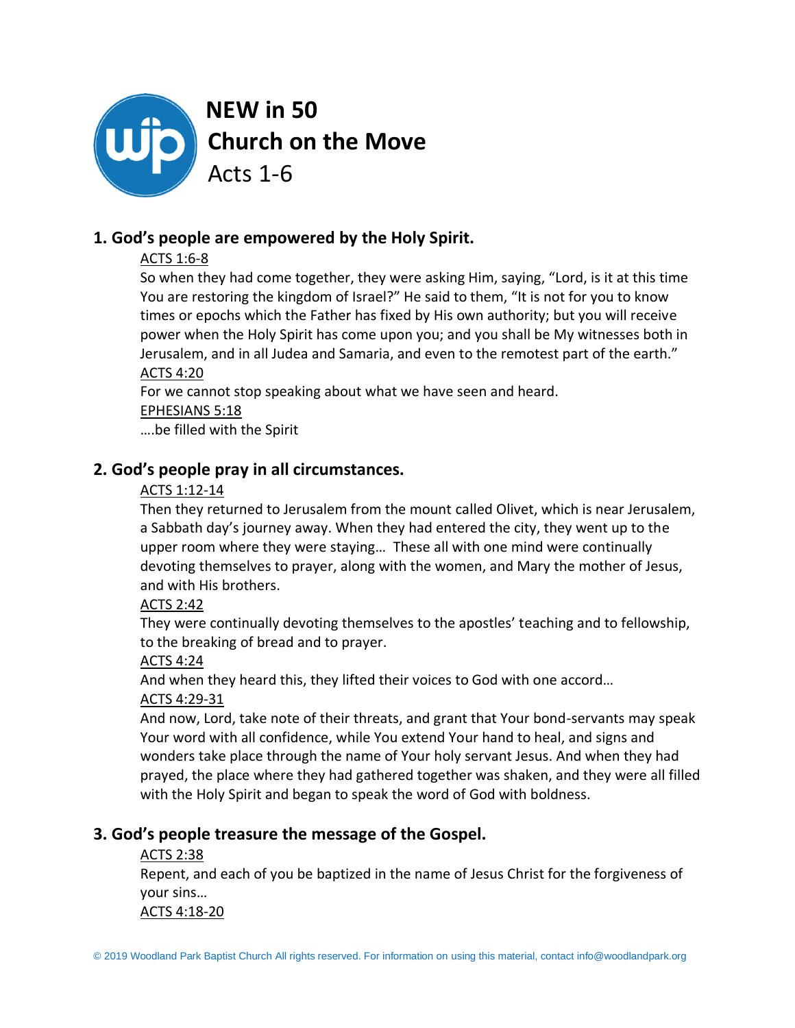# NEW in 50
# Church on the Move
Acts 1-6

## 1. God's people are empowered by the Holy Spirit.

ACTS 1:6-8

So when they had come together, they were asking Him, saying, "Lord, is it at this time You are restoring the kingdom of Israel?" He said to them, "It is not for you to know times or epochs which the Father has fixed by His own authority; but you will receive power when the Holy Spirit has come upon you; and you shall be My witnesses both in Jerusalem, and in all Judea and Samaria, and even to the remotest part of the earth."

ACTS 4:20

For we cannot stop speaking about what we have seen and heard.

EPHESIANS 5:18

….be filled with the Spirit

## 2. God's people pray in all circumstances.

ACTS 1:12-14

Then they returned to Jerusalem from the mount called Olivet, which is near Jerusalem, a Sabbath day's journey away. When they had entered the city, they went up to the upper room where they were staying… These all with one mind were continually devoting themselves to prayer, along with the women, and Mary the mother of Jesus, and with His brothers.

ACTS 2:42

They were continually devoting themselves to the apostles' teaching and to fellowship, to the breaking of bread and to prayer.

ACTS 4:24

And when they heard this, they lifted their voices to God with one accord…

ACTS 4:29-31

And now, Lord, take note of their threats, and grant that Your bond-servants may speak Your word with all confidence, while You extend Your hand to heal, and signs and wonders take place through the name of Your holy servant Jesus. And when they had prayed, the place where they had gathered together was shaken, and they were all filled with the Holy Spirit and began to speak the word of God with boldness.

## 3. God's people treasure the message of the Gospel.

ACTS 2:38

Repent, and each of you be baptized in the name of Jesus Christ for the forgiveness of your sins…

ACTS 4:18-20

© 2019 Woodland Park Baptist Church All rights reserved. For information on using this material, contact info@woodlandpark.org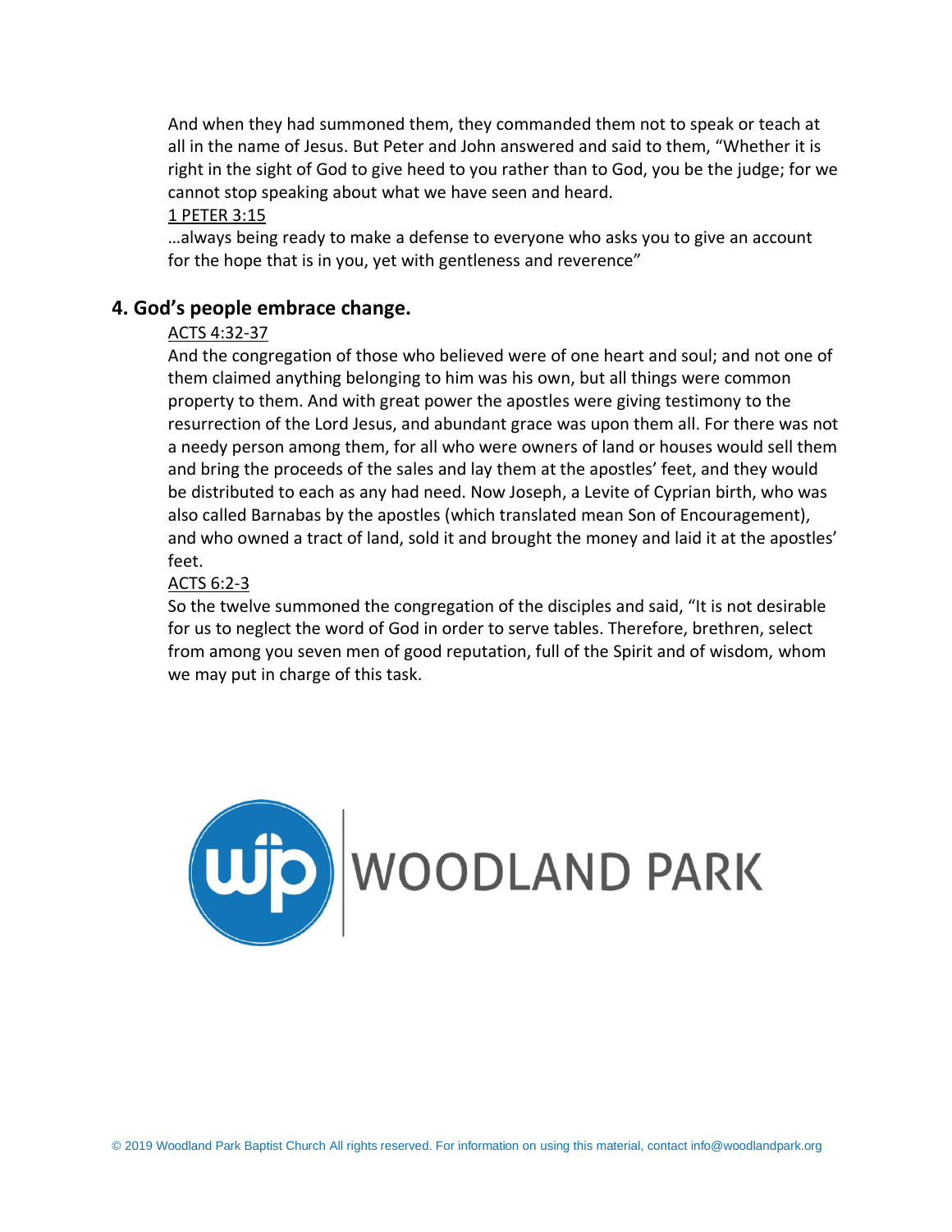And when they had summoned them, they commanded them not to speak or teach at all in the name of Jesus. But Peter and John answered and said to them, "Whether it is right in the sight of God to give heed to you rather than to God, you be the judge; for we cannot stop speaking about what we have seen and heard.

1 PETER 3:15

…always being ready to make a defense to everyone who asks you to give an account for the hope that is in you, yet with gentleness and reverence"

## 4. God's people embrace change.

ACTS 4:32-37

And the congregation of those who believed were of one heart and soul; and not one of them claimed anything belonging to him was his own, but all things were common property to them. And with great power the apostles were giving testimony to the resurrection of the Lord Jesus, and abundant grace was upon them all. For there was not a needy person among them, for all who were owners of land or houses would sell them and bring the proceeds of the sales and lay them at the apostles' feet, and they would be distributed to each as any had need. Now Joseph, a Levite of Cyprian birth, who was also called Barnabas by the apostles (which translated mean Son of Encouragement), and who owned a tract of land, sold it and brought the money and laid it at the apostles' feet.

ACTS 6:2-3

So the twelve summoned the congregation of the disciples and said, "It is not desirable for us to neglect the word of God in order to serve tables. Therefore, brethren, select from among you seven men of good reputation, full of the Spirit and of wisdom, whom we may put in charge of this task.

WOODLAND PARK

© 2019 Woodland Park Baptist Church All rights reserved. For information on using this material, contact info@woodlandpark.org